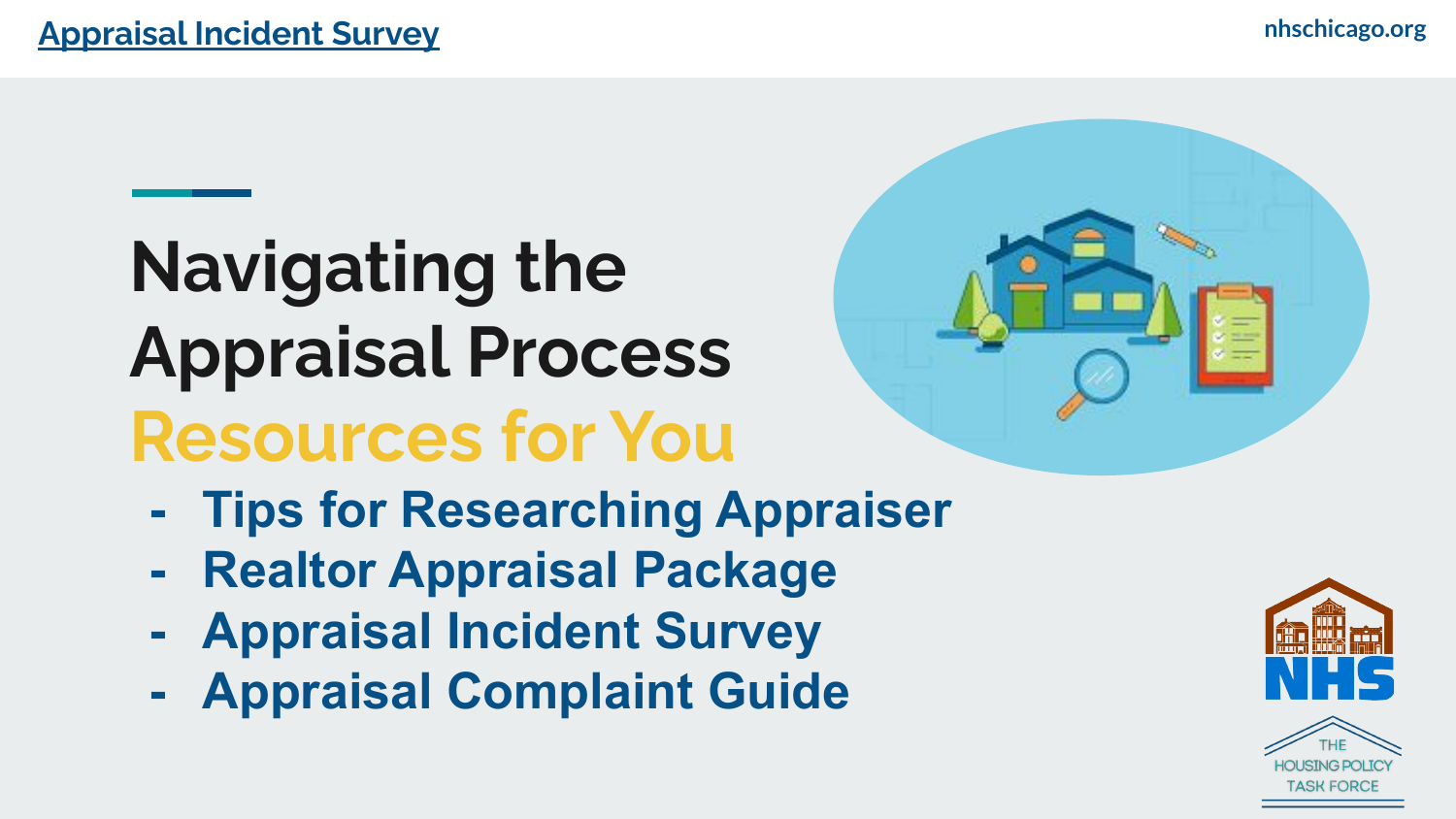[Appraisal Incident Survey]

nhschicago.org

# Navigating the Appraisal Process

## Resources for You

- Tips for Researching Appraiser
- Realtor Appraisal Package
- Appraisal Incident Survey
- Appraisal Complaint Guide

NHS

THE HOUSING POLICY TASK FORCE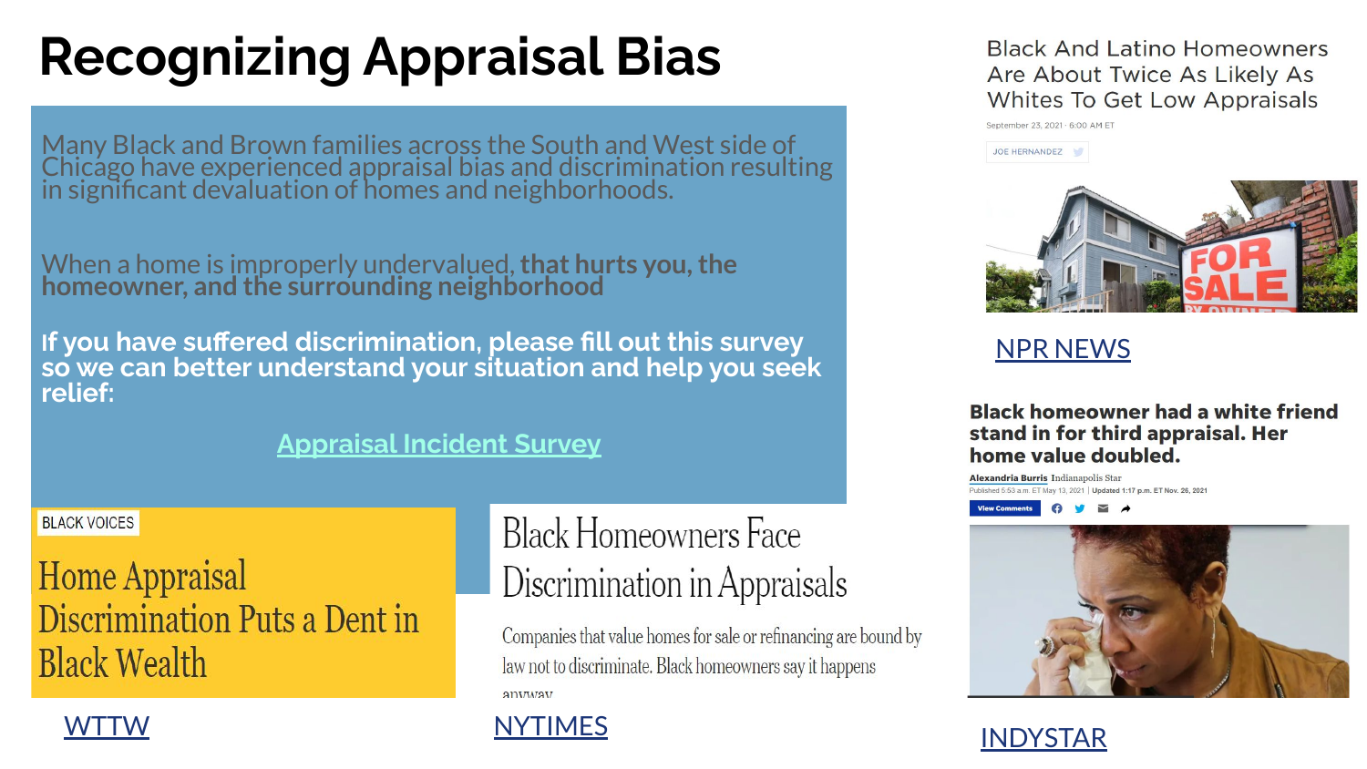# Recognizing Appraisal Bias

Many Black and Brown families across the South and West side of Chicago have experienced appraisal bias and discrimination resulting in significant devaluation of homes and neighborhoods.

When a home is improperly undervalued, **that hurts you, the homeowner, and the surrounding neighborhood**

**If you have suffered discrimination, please fill out this survey so we can better understand your situation and help you seek relief:**

[Appraisal Incident Survey]

Black And Latino Homeowners Are About Twice As Likely As Whites To Get Low Appraisals

September 23, 2021 · 6:00 AM ET

JOE HERNANDEZ

NPR NEWS

**Black homeowner had a white friend stand in for third appraisal. Her home value doubled.**

Alexandria Burris Indianapolis Star

Published 5:53 a.m. ET May 13, 2021 | Updated 1:17 p.m. ET Nov. 26, 2021

INDYSTAR

BLACK VOICES

Home Appraisal Discrimination Puts a Dent in Black Wealth

WTTW

Black Homeowners Face Discrimination in Appraisals

Companies that value homes for sale or refinancing are bound by law not to discriminate. Black homeowners say it happens anyway

NYTIMES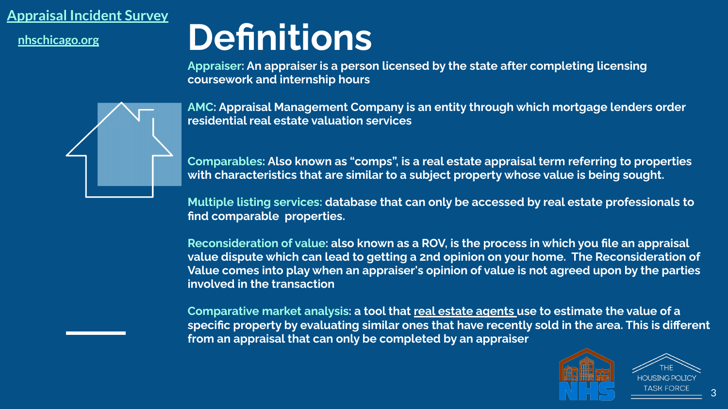Appraisal Incident Survey

nhschicago.org

# Definitions

**Appraiser:** An appraiser is a person licensed by the state after completing licensing coursework and internship hours

**AMC:** Appraisal Management Company is an entity through which mortgage lenders order residential real estate valuation services

**Comparables:** Also known as "comps", is a real estate appraisal term referring to properties with characteristics that are similar to a subject property whose value is being sought.

**Multiple listing services:** database that can only be accessed by real estate professionals to find comparable properties.

**Reconsideration of value:** also known as a ROV, is the process in which you file an appraisal value dispute which can lead to getting a 2nd opinion on your home. The Reconsideration of Value comes into play when an appraiser's opinion of value is not agreed upon by the parties involved in the transaction

**Comparative market analysis:** a tool that real estate agents use to estimate the value of a specific property by evaluating similar ones that have recently sold in the area. This is different from an appraisal that can only be completed by an appraiser

NHS

THE HOUSING POLICY TASK FORCE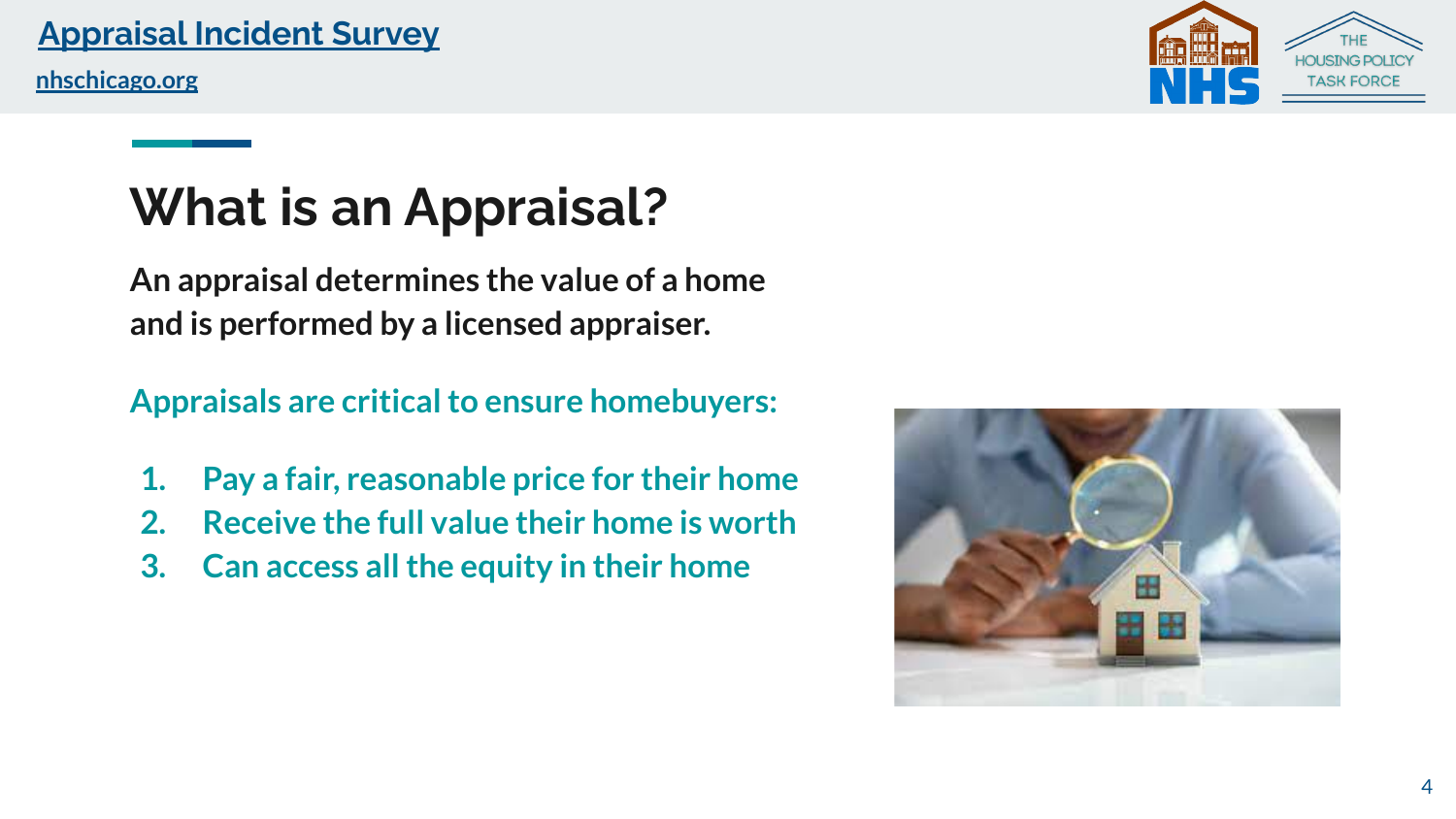# What is an Appraisal?

**An appraisal determines the value of a home and is performed by a licensed appraiser.**

Appraisals are critical to ensure homebuyers:

1. Pay a fair, reasonable price for their home
2. Receive the full value their home is worth
3. Can access all the equity in their home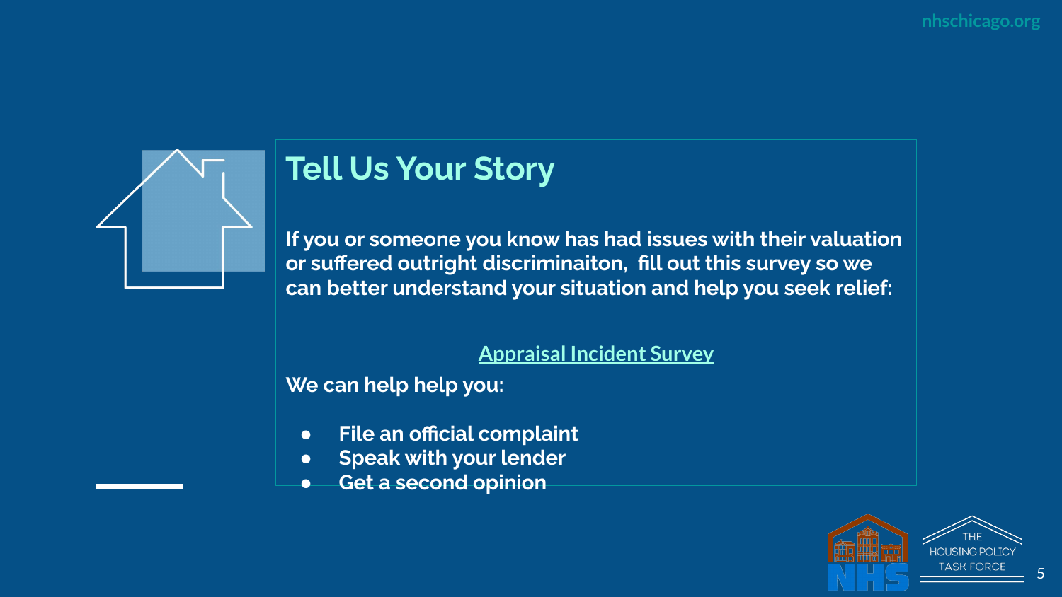## Tell Us Your Story

**If you or someone you know has had issues with their valuation or suffered outright discriminaiton, fill out this survey so we can better understand your situation and help you seek relief:**

[Appraisal Incident Survey]

**We can help help you:**

- **File an official complaint**
- **Speak with your lender**
- **Get a second opinion**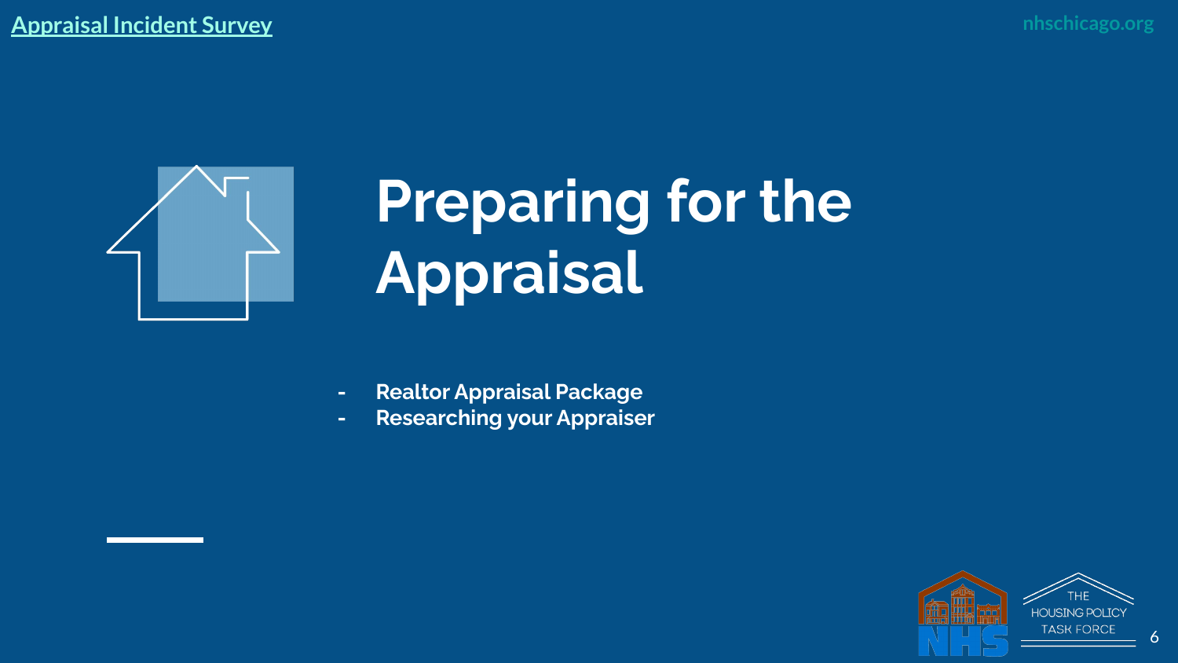# Preparing for the Appraisal

- Realtor Appraisal Package
- Researching your Appraiser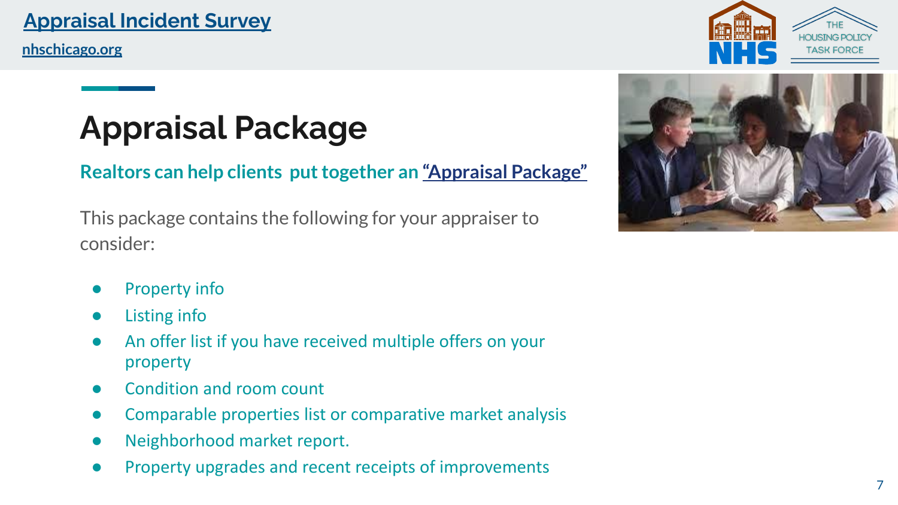# Appraisal Package

**Realtors can help clients put together an "Appraisal Package"**

This package contains the following for your appraiser to consider:

- Property info
- Listing info
- An offer list if you have received multiple offers on your property
- Condition and room count
- Comparable properties list or comparative market analysis
- Neighborhood market report.
- Property upgrades and recent receipts of improvements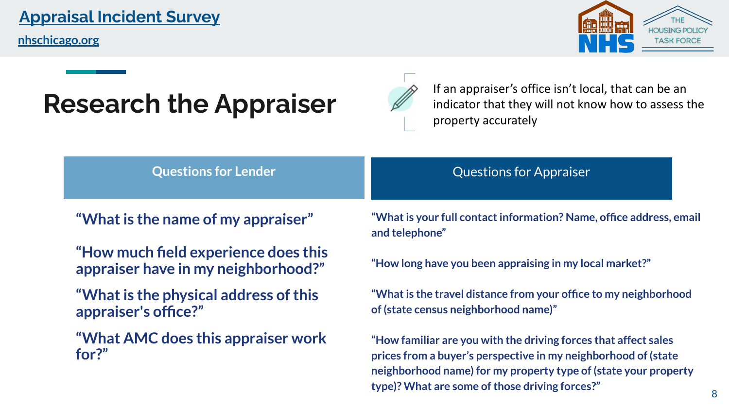# Research the Appraiser

If an appraiser's office isn't local, that can be an indicator that they will not know how to assess the property accurately

| Questions for Lender | Questions for Appraiser |
| --- | --- |
| "What is the name of my appraiser" | "What is your full contact information? Name, office address, email and telephone" |
| "How much field experience does this appraiser have in my neighborhood?" | "How long have you been appraising in my local market?" |
| "What is the physical address of this appraiser's office?" | "What is the travel distance from your office to my neighborhood of (state census neighborhood name)" |
| "What AMC does this appraiser work for?" | "How familiar are you with the driving forces that affect sales prices from a buyer's perspective in my neighborhood of (state neighborhood name) for my property type of (state your property type)? What are some of those driving forces?" |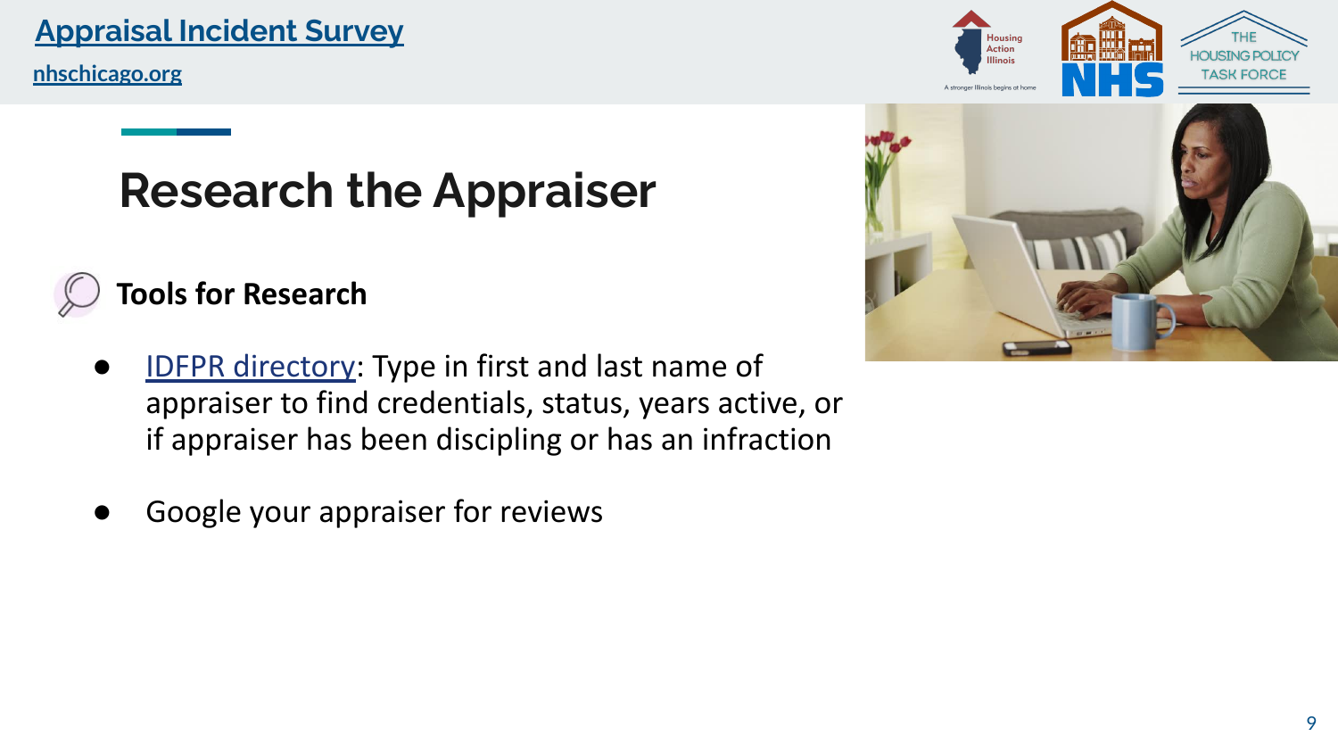# Research the Appraiser

## Tools for Research

- IDFPR directory: Type in first and last name of appraiser to find credentials, status, years active, or if appraiser has been discipling or has an infraction
- Google your appraiser for reviews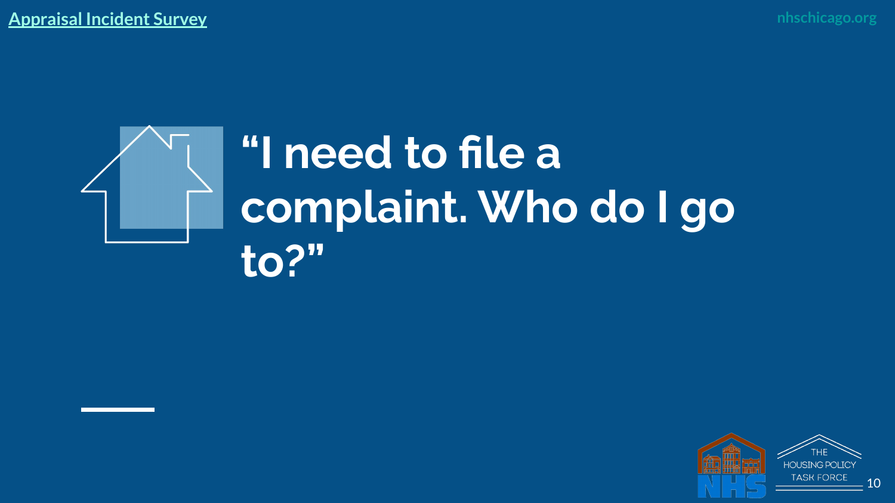# "I need to file a complaint. Who do I go to?"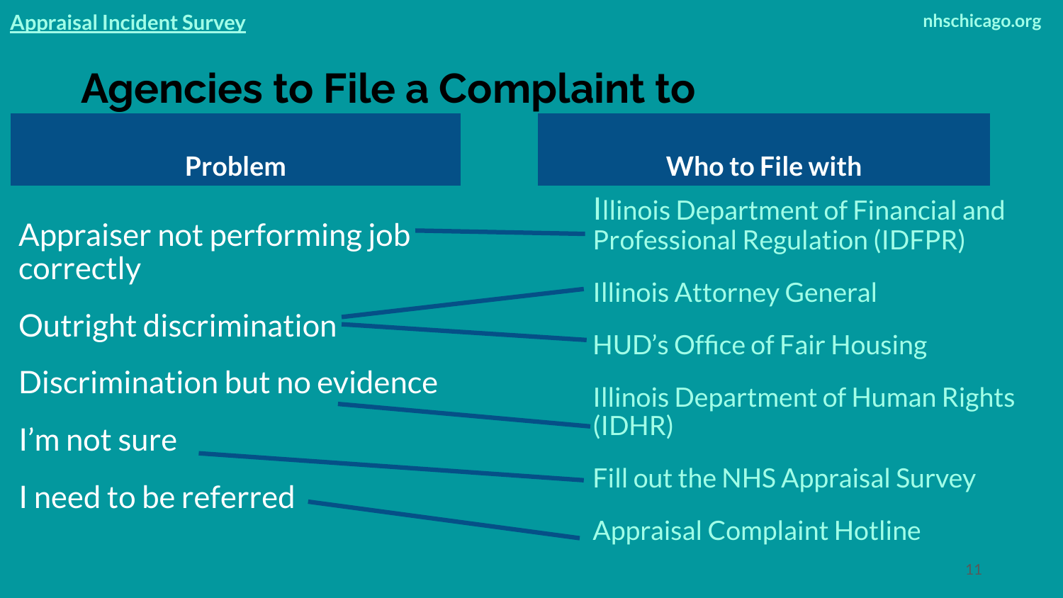# Agencies to File a Complaint to

| Problem | Who to File with |
| --- | --- |
| Appraiser not performing job correctly | Illinois Department of Financial and Professional Regulation (IDFPR) |
| Outright discrimination | Illinois Attorney General |
| | HUD's Office of Fair Housing |
| Discrimination but no evidence | Illinois Department of Human Rights (IDHR) |
| I'm not sure | Fill out the NHS Appraisal Survey |
| I need to be referred | Appraisal Complaint Hotline |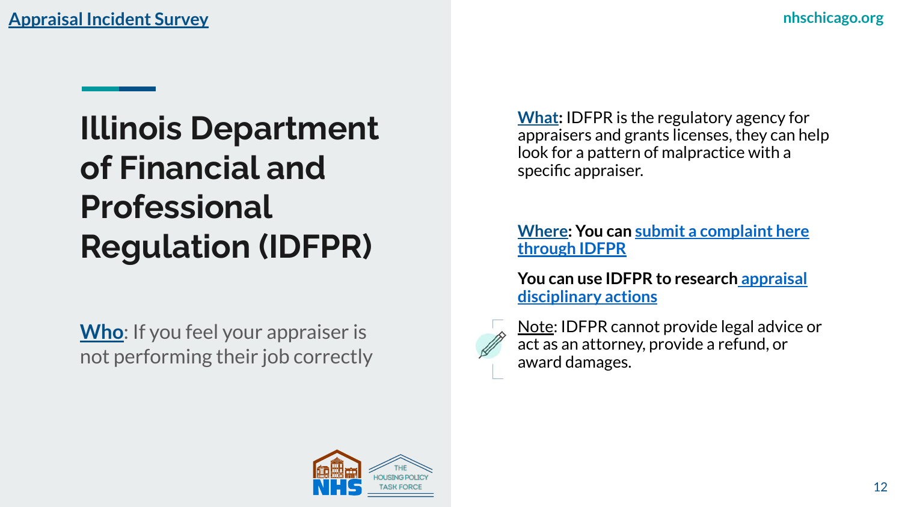# Illinois Department of Financial and Professional Regulation (IDFPR)

**Who**: If you feel your appraiser is not performing their job correctly

**What:** IDFPR is the regulatory agency for appraisers and grants licenses, they can help look for a pattern of malpractice with a specific appraiser.

**Where: You can submit a complaint here through IDFPR**

**You can use IDFPR to research appraisal disciplinary actions**

Note: IDFPR cannot provide legal advice or act as an attorney, provide a refund, or award damages.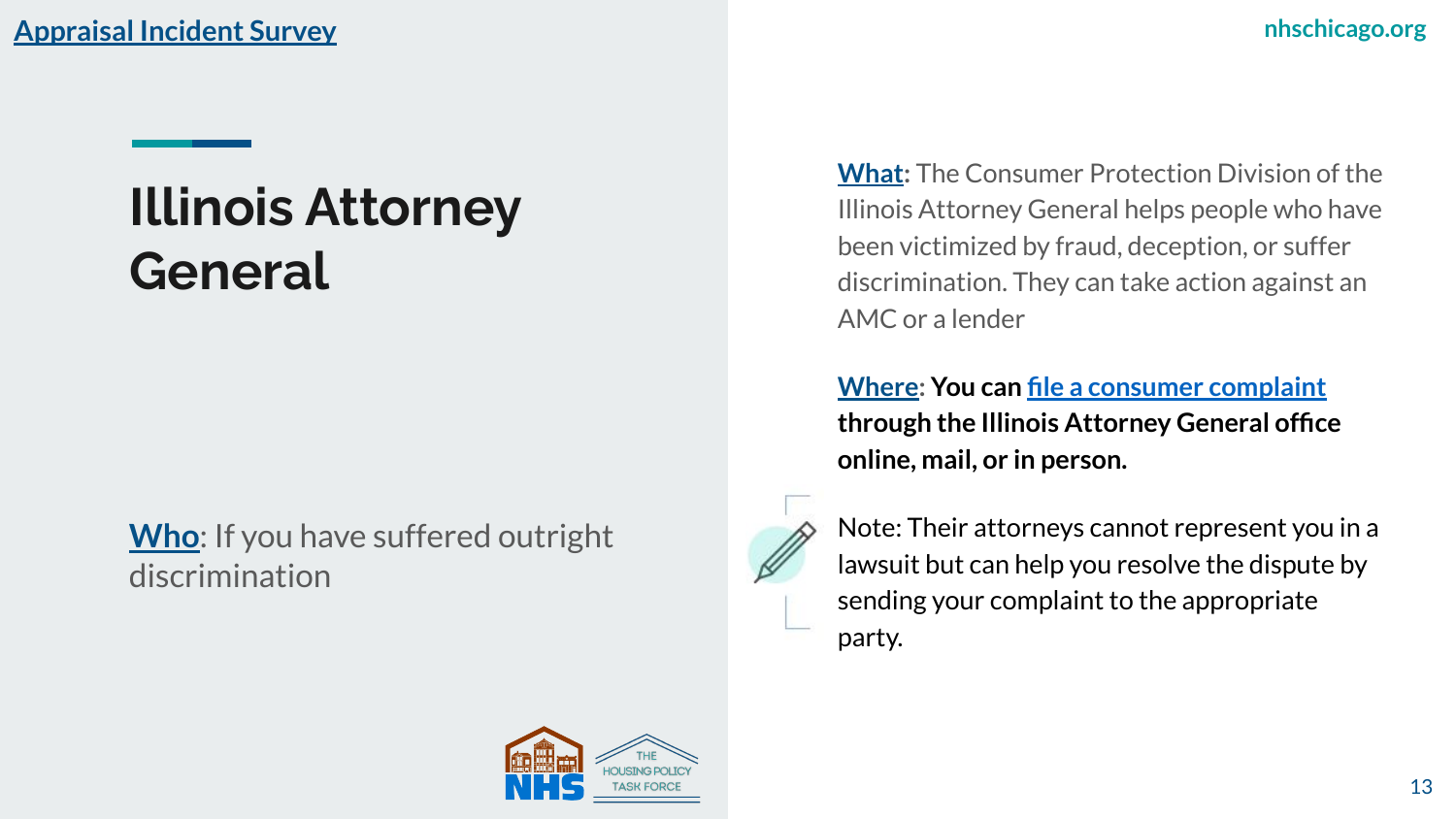# Illinois Attorney General

**Who**: If you have suffered outright discrimination

**What:** The Consumer Protection Division of the Illinois Attorney General helps people who have been victimized by fraud, deception, or suffer discrimination. They can take action against an AMC or a lender

**Where: You can file a consumer complaint through the Illinois Attorney General office online, mail, or in person.**

Note: Their attorneys cannot represent you in a lawsuit but can help you resolve the dispute by sending your complaint to the appropriate party.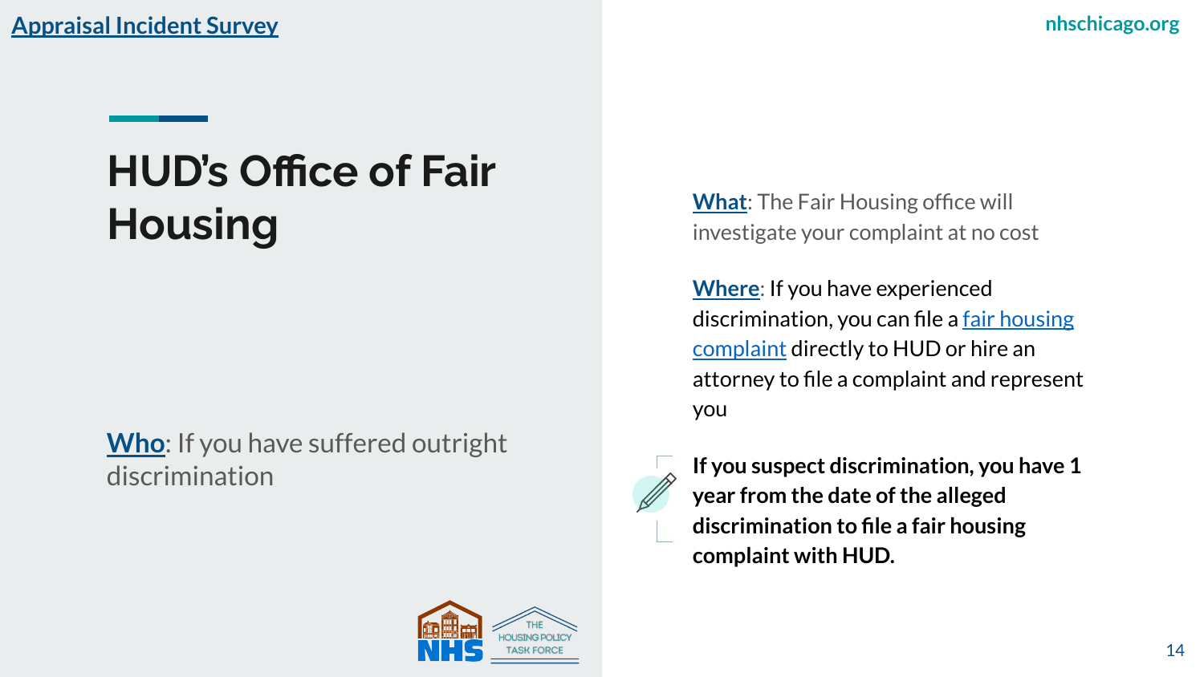[Appraisal Incident Survey](#)

# HUD's Office of Fair Housing

**Who**: If you have suffered outright discrimination

**What**: The Fair Housing office will investigate your complaint at no cost

**Where**: If you have experienced discrimination, you can file a [fair housing complaint](#) directly to HUD or hire an attorney to file a complaint and represent you

**If you suspect discrimination, you have 1 year from the date of the alleged discrimination to file a fair housing complaint with HUD.**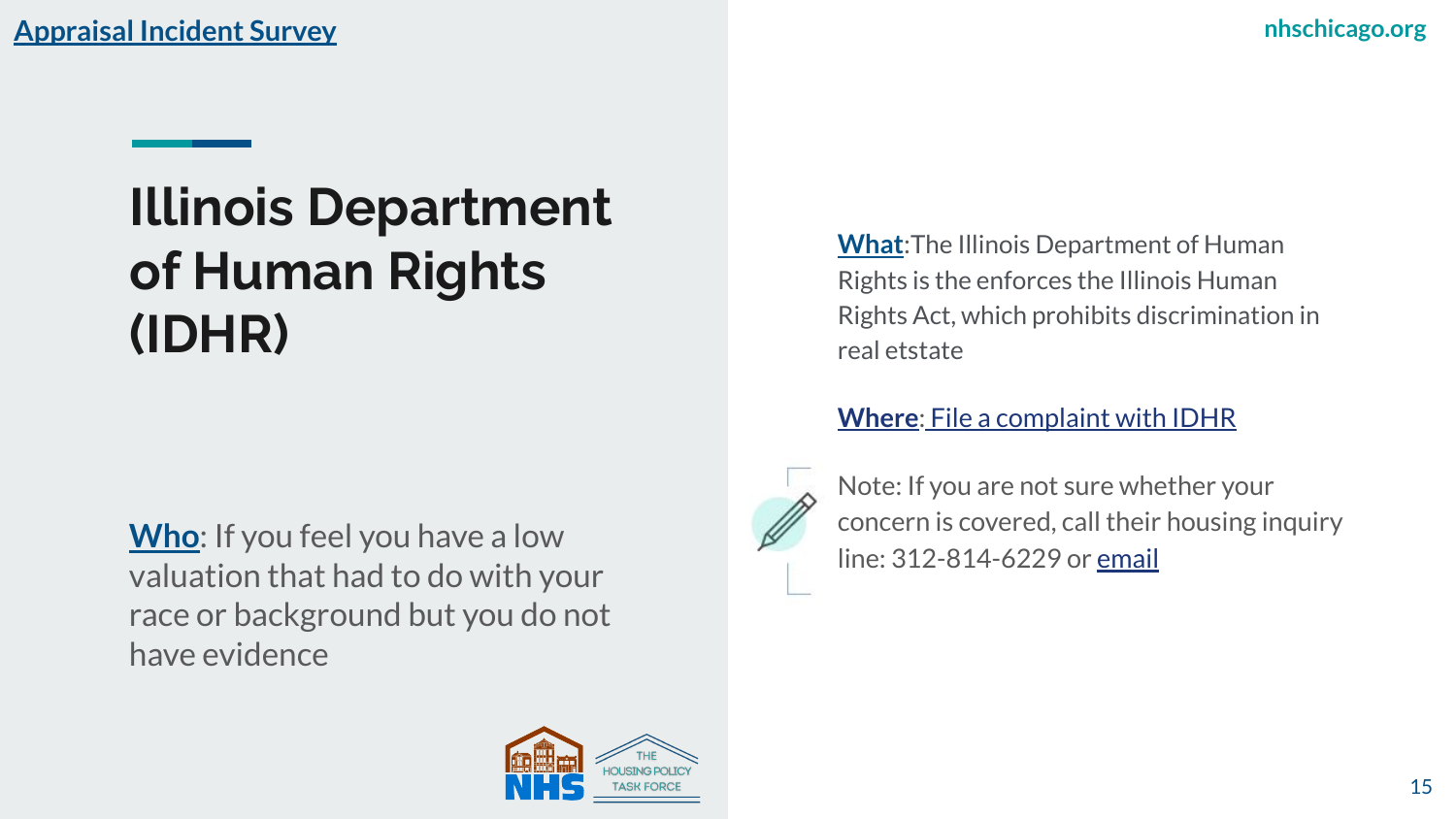# Illinois Department of Human Rights (IDHR)

**Who**: If you feel you have a low valuation that had to do with your race or background but you do not have evidence

**What**:The Illinois Department of Human Rights is the enforces the Illinois Human Rights Act, which prohibits discrimination in real etstate

**Where**: File a complaint with IDHR

Note: If you are not sure whether your concern is covered, call their housing inquiry line: 312-814-6229 or email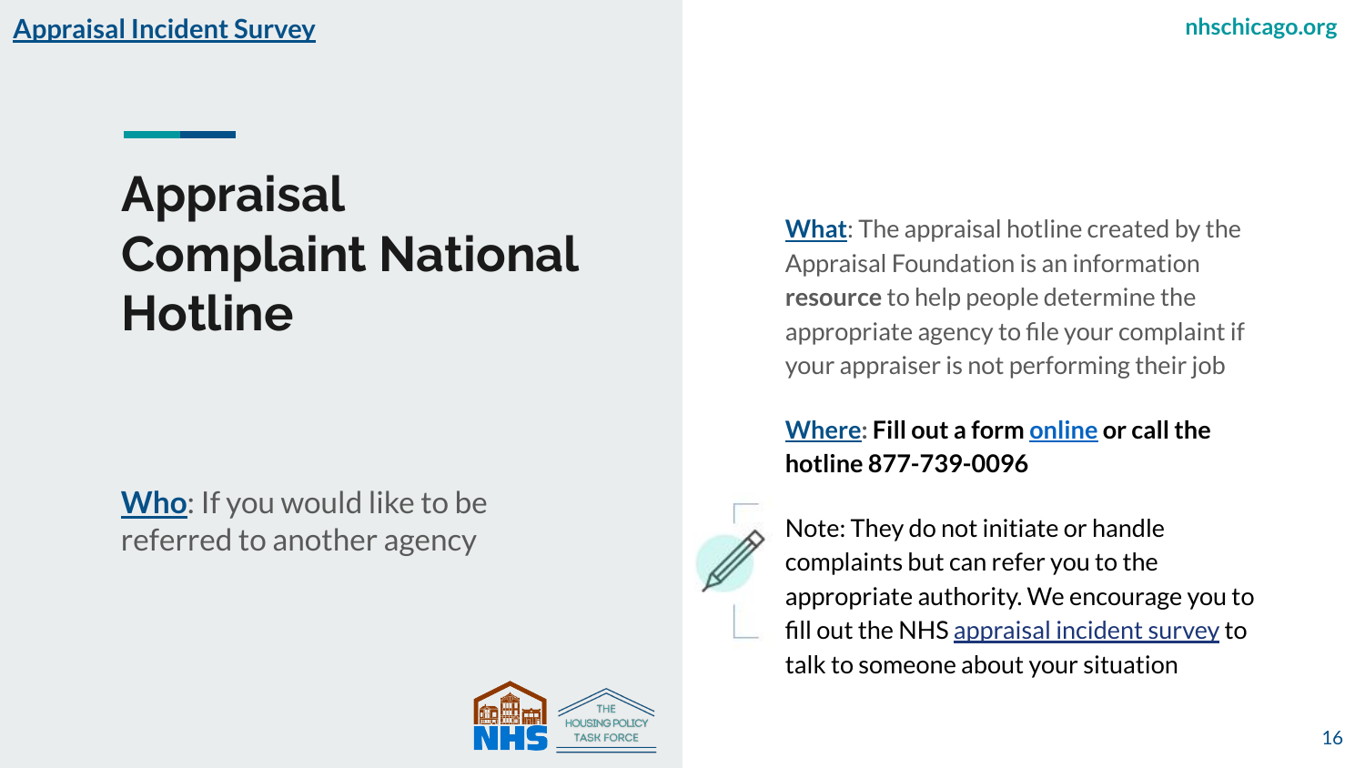Appraisal Incident Survey

# Appraisal Complaint National Hotline

**Who**: If you would like to be referred to another agency

**What**: The appraisal hotline created by the Appraisal Foundation is an information **resource** to help people determine the appropriate agency to file your complaint if your appraiser is not performing their job

**Where: Fill out a form online or call the hotline 877-739-0096**

Note: They do not initiate or handle complaints but can refer you to the appropriate authority. We encourage you to fill out the NHS appraisal incident survey to talk to someone about your situation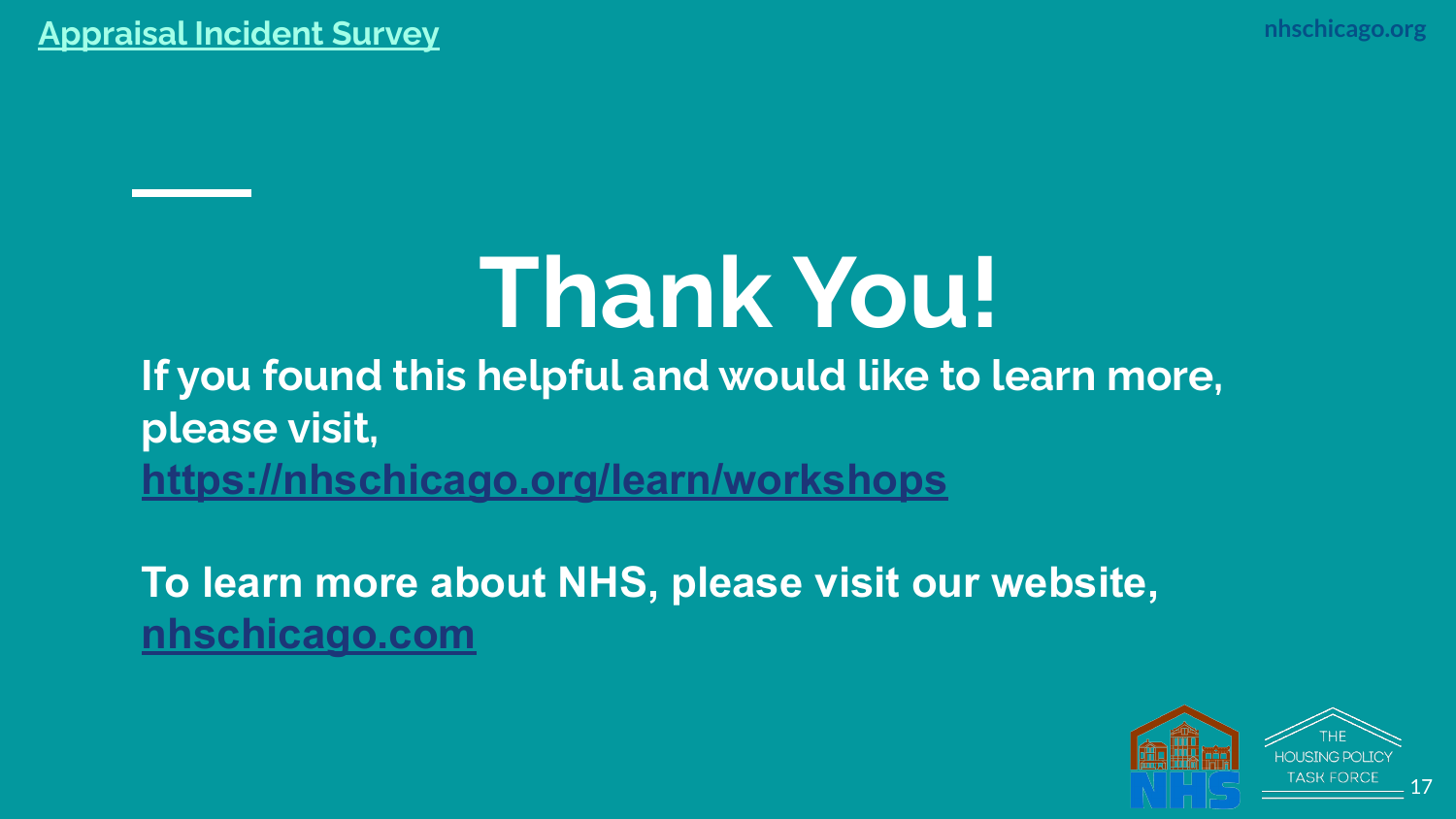# Thank You!

**If you found this helpful and would like to learn more, please visit,**
**https://nhschicago.org/learn/workshops**

**To learn more about NHS, please visit our website, nhschicago.com**

THE HOUSING POLICY TASK FORCE